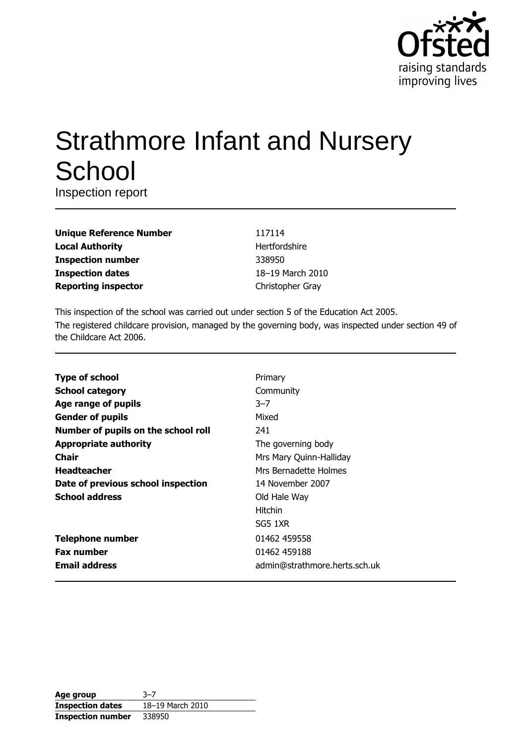# Strathmore Infant and Nursery School

Inspection report

| | |
|---|---|
| **Unique Reference Number** | 117114 |
| **Local Authority** | Hertfordshire |
| **Inspection number** | 338950 |
| **Inspection dates** | 18–19 March 2010 |
| **Reporting inspector** | Christopher Gray |

This inspection of the school was carried out under section 5 of the Education Act 2005.

The registered childcare provision, managed by the governing body, was inspected under section 49 of the Childcare Act 2006.

| | |
|---|---|
| **Type of school** | Primary |
| **School category** | Community |
| **Age range of pupils** | 3–7 |
| **Gender of pupils** | Mixed |
| **Number of pupils on the school roll** | 241 |
| **Appropriate authority** | The governing body |
| **Chair** | Mrs Mary Quinn-Halliday |
| **Headteacher** | Mrs Bernadette Holmes |
| **Date of previous school inspection** | 14 November 2007 |
| **School address** | Old Hale Way<br>Hitchin<br>SG5 1XR |
| **Telephone number** | 01462 459558 |
| **Fax number** | 01462 459188 |
| **Email address** | admin@strathmore.herts.sch.uk |

| | |
|---|---|
| **Age group** | 3–7 |
| **Inspection dates** | 18–19 March 2010 |
| **Inspection number** | 338950 |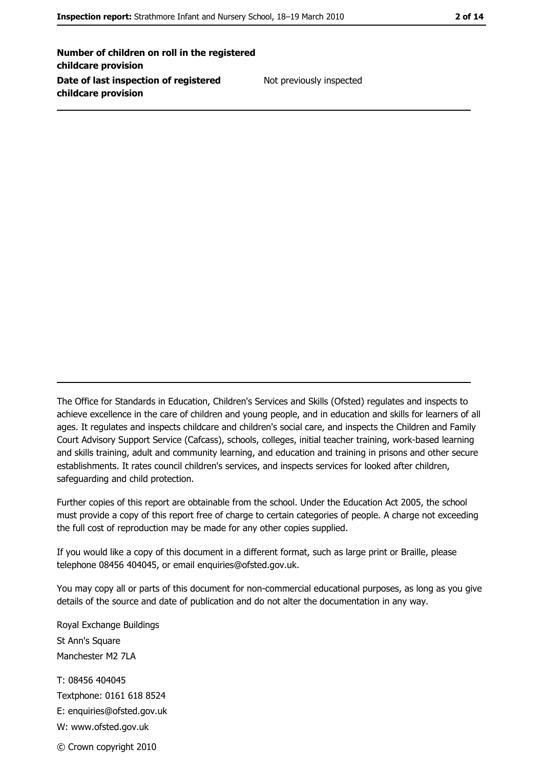| | |
|---|---|
| **Number of children on roll in the registered childcare provision** | |
| **Date of last inspection of registered childcare provision** | Not previously inspected |

The Office for Standards in Education, Children's Services and Skills (Ofsted) regulates and inspects to achieve excellence in the care of children and young people, and in education and skills for learners of all ages. It regulates and inspects childcare and children's social care, and inspects the Children and Family Court Advisory Support Service (Cafcass), schools, colleges, initial teacher training, work-based learning and skills training, adult and community learning, and education and training in prisons and other secure establishments. It rates council children's services, and inspects services for looked after children, safeguarding and child protection.

Further copies of this report are obtainable from the school. Under the Education Act 2005, the school must provide a copy of this report free of charge to certain categories of people. A charge not exceeding the full cost of reproduction may be made for any other copies supplied.

If you would like a copy of this document in a different format, such as large print or Braille, please telephone 08456 404045, or email enquiries@ofsted.gov.uk.

You may copy all or parts of this document for non-commercial educational purposes, as long as you give details of the source and date of publication and do not alter the documentation in any way.

Royal Exchange Buildings
St Ann's Square
Manchester M2 7LA

T: 08456 404045
Textphone: 0161 618 8524
E: enquiries@ofsted.gov.uk
W: www.ofsted.gov.uk

© Crown copyright 2010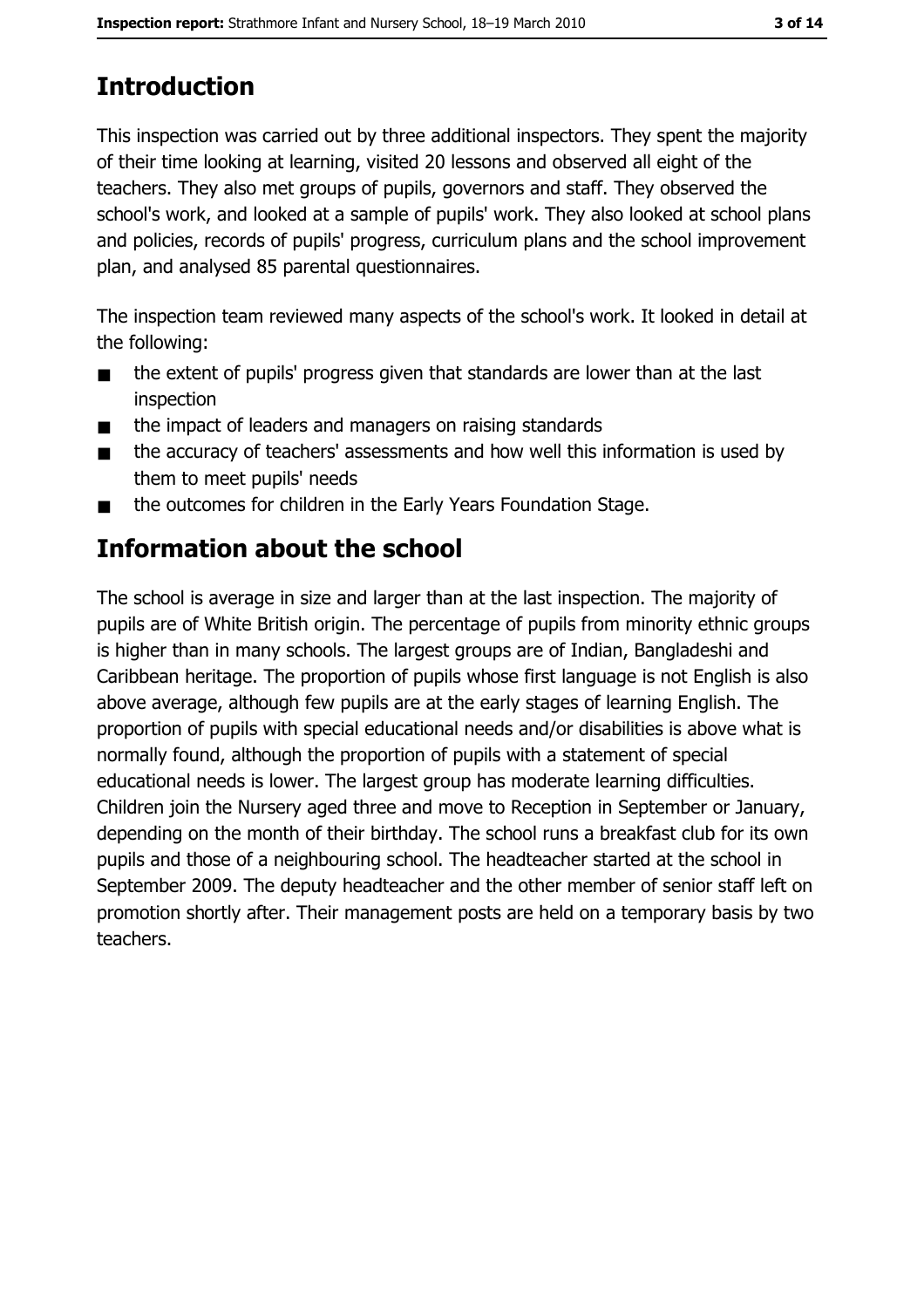## Introduction

This inspection was carried out by three additional inspectors. They spent the majority of their time looking at learning, visited 20 lessons and observed all eight of the teachers. They also met groups of pupils, governors and staff. They observed the school's work, and looked at a sample of pupils' work. They also looked at school plans and policies, records of pupils' progress, curriculum plans and the school improvement plan, and analysed 85 parental questionnaires.

The inspection team reviewed many aspects of the school's work. It looked in detail at the following:

- the extent of pupils' progress given that standards are lower than at the last inspection
- the impact of leaders and managers on raising standards
- the accuracy of teachers' assessments and how well this information is used by them to meet pupils' needs
- the outcomes for children in the Early Years Foundation Stage.

## Information about the school

The school is average in size and larger than at the last inspection. The majority of pupils are of White British origin. The percentage of pupils from minority ethnic groups is higher than in many schools. The largest groups are of Indian, Bangladeshi and Caribbean heritage. The proportion of pupils whose first language is not English is also above average, although few pupils are at the early stages of learning English. The proportion of pupils with special educational needs and/or disabilities is above what is normally found, although the proportion of pupils with a statement of special educational needs is lower. The largest group has moderate learning difficulties. Children join the Nursery aged three and move to Reception in September or January, depending on the month of their birthday. The school runs a breakfast club for its own pupils and those of a neighbouring school. The headteacher started at the school in September 2009. The deputy headteacher and the other member of senior staff left on promotion shortly after. Their management posts are held on a temporary basis by two teachers.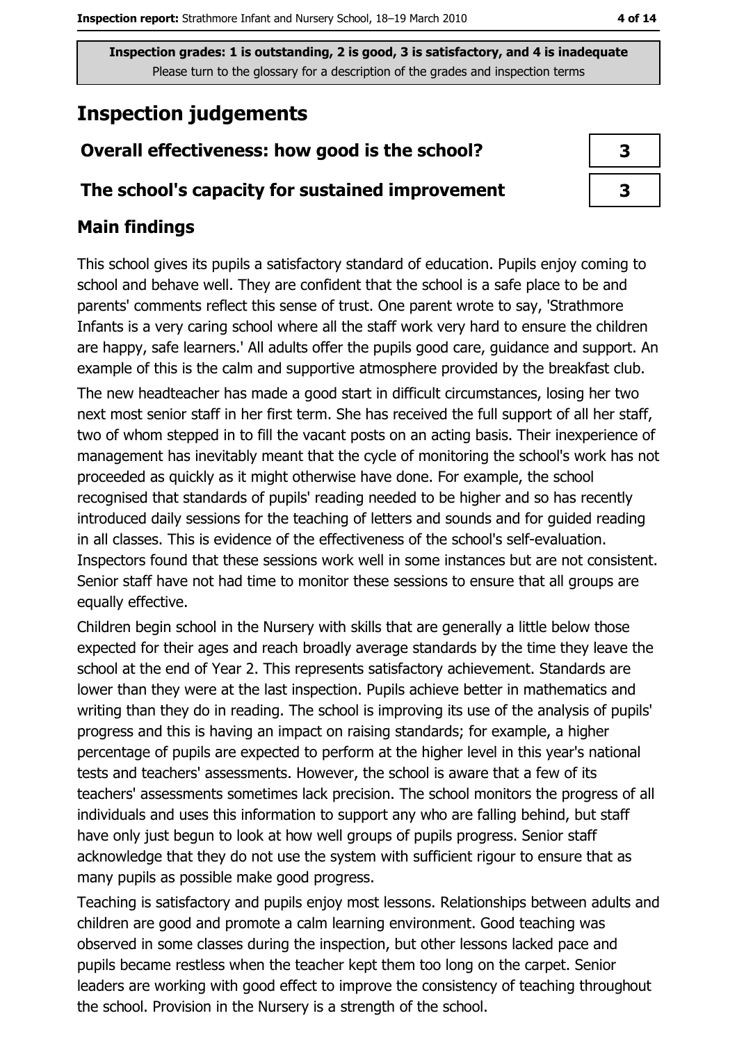Inspection grades: 1 is outstanding, 2 is good, 3 is satisfactory, and 4 is inadequate
Please turn to the glossary for a description of the grades and inspection terms

# Inspection judgements

| | |
|---|---|
| **Overall effectiveness: how good is the school?** | 3 |
| **The school's capacity for sustained improvement** | 3 |

## Main findings

This school gives its pupils a satisfactory standard of education. Pupils enjoy coming to school and behave well. They are confident that the school is a safe place to be and parents' comments reflect this sense of trust. One parent wrote to say, 'Strathmore Infants is a very caring school where all the staff work very hard to ensure the children are happy, safe learners.' All adults offer the pupils good care, guidance and support. An example of this is the calm and supportive atmosphere provided by the breakfast club.

The new headteacher has made a good start in difficult circumstances, losing her two next most senior staff in her first term. She has received the full support of all her staff, two of whom stepped in to fill the vacant posts on an acting basis. Their inexperience of management has inevitably meant that the cycle of monitoring the school's work has not proceeded as quickly as it might otherwise have done. For example, the school recognised that standards of pupils' reading needed to be higher and so has recently introduced daily sessions for the teaching of letters and sounds and for guided reading in all classes. This is evidence of the effectiveness of the school's self-evaluation. Inspectors found that these sessions work well in some instances but are not consistent. Senior staff have not had time to monitor these sessions to ensure that all groups are equally effective.

Children begin school in the Nursery with skills that are generally a little below those expected for their ages and reach broadly average standards by the time they leave the school at the end of Year 2. This represents satisfactory achievement. Standards are lower than they were at the last inspection. Pupils achieve better in mathematics and writing than they do in reading. The school is improving its use of the analysis of pupils' progress and this is having an impact on raising standards; for example, a higher percentage of pupils are expected to perform at the higher level in this year's national tests and teachers' assessments. However, the school is aware that a few of its teachers' assessments sometimes lack precision. The school monitors the progress of all individuals and uses this information to support any who are falling behind, but staff have only just begun to look at how well groups of pupils progress. Senior staff acknowledge that they do not use the system with sufficient rigour to ensure that as many pupils as possible make good progress.

Teaching is satisfactory and pupils enjoy most lessons. Relationships between adults and children are good and promote a calm learning environment. Good teaching was observed in some classes during the inspection, but other lessons lacked pace and pupils became restless when the teacher kept them too long on the carpet. Senior leaders are working with good effect to improve the consistency of teaching throughout the school. Provision in the Nursery is a strength of the school.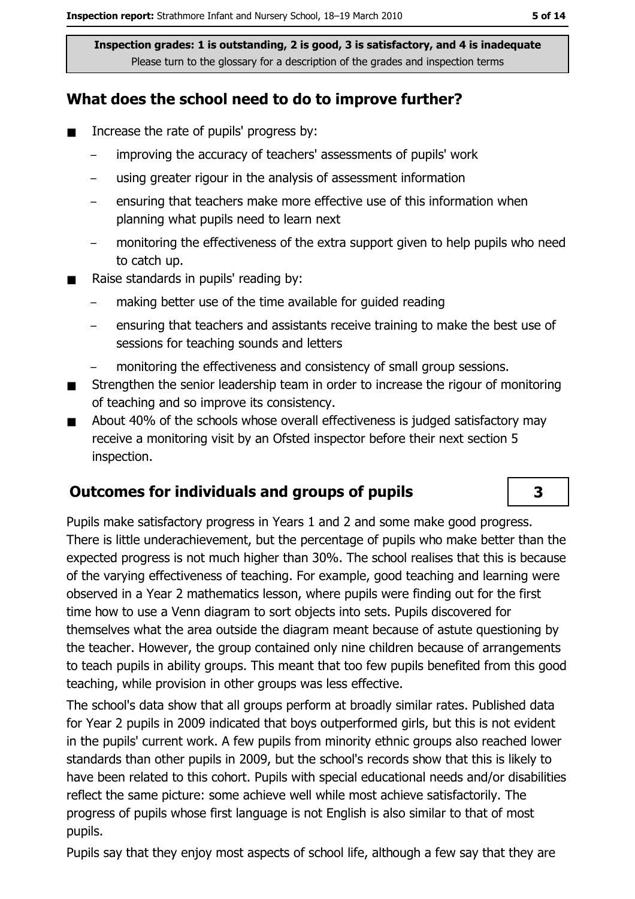Inspection grades: 1 is outstanding, 2 is good, 3 is satisfactory, and 4 is inadequate
Please turn to the glossary for a description of the grades and inspection terms

## What does the school need to do to improve further?

- Increase the rate of pupils' progress by:
  - improving the accuracy of teachers' assessments of pupils' work
  - using greater rigour in the analysis of assessment information
  - ensuring that teachers make more effective use of this information when planning what pupils need to learn next
  - monitoring the effectiveness of the extra support given to help pupils who need to catch up.
- Raise standards in pupils' reading by:
  - making better use of the time available for guided reading
  - ensuring that teachers and assistants receive training to make the best use of sessions for teaching sounds and letters
  - monitoring the effectiveness and consistency of small group sessions.
- Strengthen the senior leadership team in order to increase the rigour of monitoring of teaching and so improve its consistency.
- About 40% of the schools whose overall effectiveness is judged satisfactory may receive a monitoring visit by an Ofsted inspector before their next section 5 inspection.

## Outcomes for individuals and groups of pupils — 3

Pupils make satisfactory progress in Years 1 and 2 and some make good progress. There is little underachievement, but the percentage of pupils who make better than the expected progress is not much higher than 30%. The school realises that this is because of the varying effectiveness of teaching. For example, good teaching and learning were observed in a Year 2 mathematics lesson, where pupils were finding out for the first time how to use a Venn diagram to sort objects into sets. Pupils discovered for themselves what the area outside the diagram meant because of astute questioning by the teacher. However, the group contained only nine children because of arrangements to teach pupils in ability groups. This meant that too few pupils benefited from this good teaching, while provision in other groups was less effective.

The school's data show that all groups perform at broadly similar rates. Published data for Year 2 pupils in 2009 indicated that boys outperformed girls, but this is not evident in the pupils' current work. A few pupils from minority ethnic groups also reached lower standards than other pupils in 2009, but the school's records show that this is likely to have been related to this cohort. Pupils with special educational needs and/or disabilities reflect the same picture: some achieve well while most achieve satisfactorily. The progress of pupils whose first language is not English is also similar to that of most pupils.

Pupils say that they enjoy most aspects of school life, although a few say that they are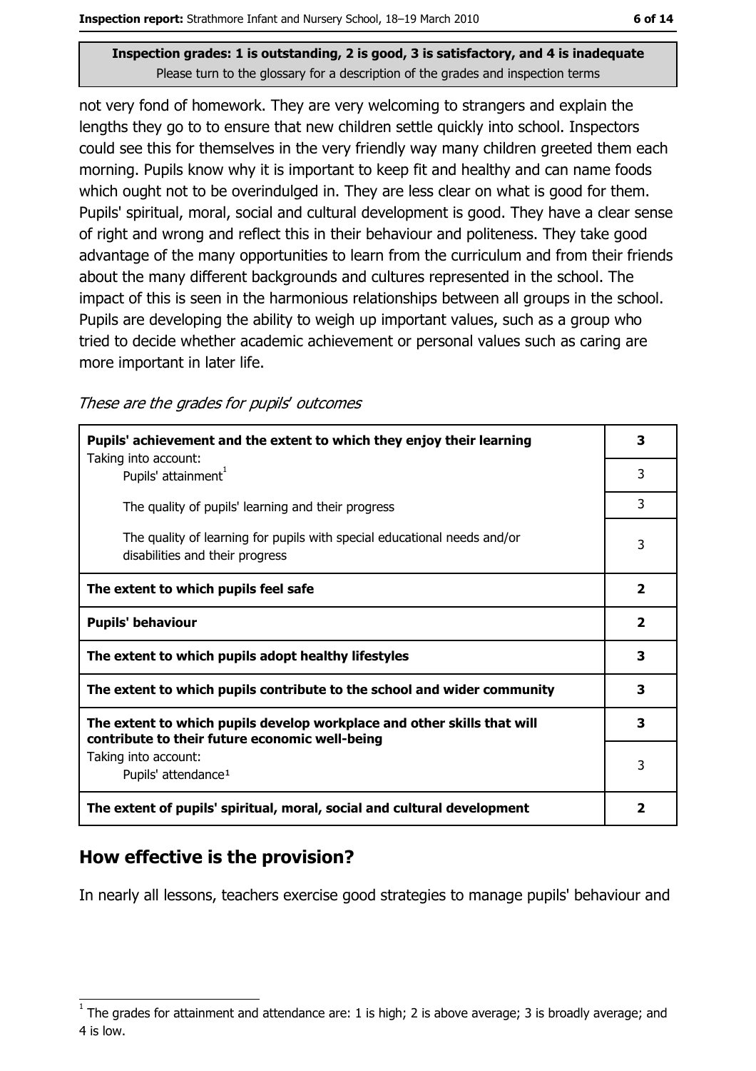Inspection grades: 1 is outstanding, 2 is good, 3 is satisfactory, and 4 is inadequate
Please turn to the glossary for a description of the grades and inspection terms

not very fond of homework. They are very welcoming to strangers and explain the lengths they go to to ensure that new children settle quickly into school. Inspectors could see this for themselves in the very friendly way many children greeted them each morning. Pupils know why it is important to keep fit and healthy and can name foods which ought not to be overindulged in. They are less clear on what is good for them. Pupils' spiritual, moral, social and cultural development is good. They have a clear sense of right and wrong and reflect this in their behaviour and politeness. They take good advantage of the many opportunities to learn from the curriculum and from their friends about the many different backgrounds and cultures represented in the school. The impact of this is seen in the harmonious relationships between all groups in the school. Pupils are developing the ability to weigh up important values, such as a group who tried to decide whether academic achievement or personal values such as caring are more important in later life.

*These are the grades for pupils' outcomes*

| | |
|---|---|
| **Pupils' achievement and the extent to which they enjoy their learning** | **3** |
| Taking into account: Pupils' attainment[1] | 3 |
| The quality of pupils' learning and their progress | 3 |
| The quality of learning for pupils with special educational needs and/or disabilities and their progress | 3 |
| **The extent to which pupils feel safe** | **2** |
| **Pupils' behaviour** | **2** |
| **The extent to which pupils adopt healthy lifestyles** | **3** |
| **The extent to which pupils contribute to the school and wider community** | **3** |
| **The extent to which pupils develop workplace and other skills that will contribute to their future economic well-being** | **3** |
| Taking into account: Pupils' attendance[1] | 3 |
| **The extent of pupils' spiritual, moral, social and cultural development** | **2** |

## How effective is the provision?

In nearly all lessons, teachers exercise good strategies to manage pupils' behaviour and

[1] The grades for attainment and attendance are: 1 is high; 2 is above average; 3 is broadly average; and 4 is low.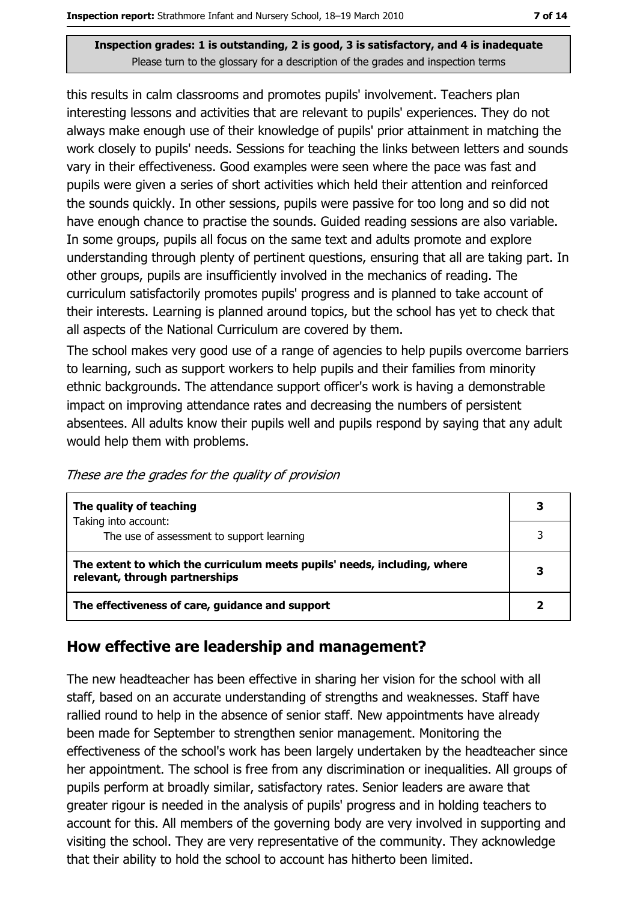Inspection grades: 1 is outstanding, 2 is good, 3 is satisfactory, and 4 is inadequate
Please turn to the glossary for a description of the grades and inspection terms

this results in calm classrooms and promotes pupils' involvement. Teachers plan interesting lessons and activities that are relevant to pupils' experiences. They do not always make enough use of their knowledge of pupils' prior attainment in matching the work closely to pupils' needs. Sessions for teaching the links between letters and sounds vary in their effectiveness. Good examples were seen where the pace was fast and pupils were given a series of short activities which held their attention and reinforced the sounds quickly. In other sessions, pupils were passive for too long and so did not have enough chance to practise the sounds. Guided reading sessions are also variable. In some groups, pupils all focus on the same text and adults promote and explore understanding through plenty of pertinent questions, ensuring that all are taking part. In other groups, pupils are insufficiently involved in the mechanics of reading. The curriculum satisfactorily promotes pupils' progress and is planned to take account of their interests. Learning is planned around topics, but the school has yet to check that all aspects of the National Curriculum are covered by them.

The school makes very good use of a range of agencies to help pupils overcome barriers to learning, such as support workers to help pupils and their families from minority ethnic backgrounds. The attendance support officer's work is having a demonstrable impact on improving attendance rates and decreasing the numbers of persistent absentees. All adults know their pupils well and pupils respond by saying that any adult would help them with problems.

*These are the grades for the quality of provision*

| | |
|---|---|
| **The quality of teaching** | **3** |
| Taking into account: The use of assessment to support learning | 3 |
| **The extent to which the curriculum meets pupils' needs, including, where relevant, through partnerships** | **3** |
| **The effectiveness of care, guidance and support** | **2** |

## How effective are leadership and management?

The new headteacher has been effective in sharing her vision for the school with all staff, based on an accurate understanding of strengths and weaknesses. Staff have rallied round to help in the absence of senior staff. New appointments have already been made for September to strengthen senior management. Monitoring the effectiveness of the school's work has been largely undertaken by the headteacher since her appointment. The school is free from any discrimination or inequalities. All groups of pupils perform at broadly similar, satisfactory rates. Senior leaders are aware that greater rigour is needed in the analysis of pupils' progress and in holding teachers to account for this. All members of the governing body are very involved in supporting and visiting the school. They are very representative of the community. They acknowledge that their ability to hold the school to account has hitherto been limited.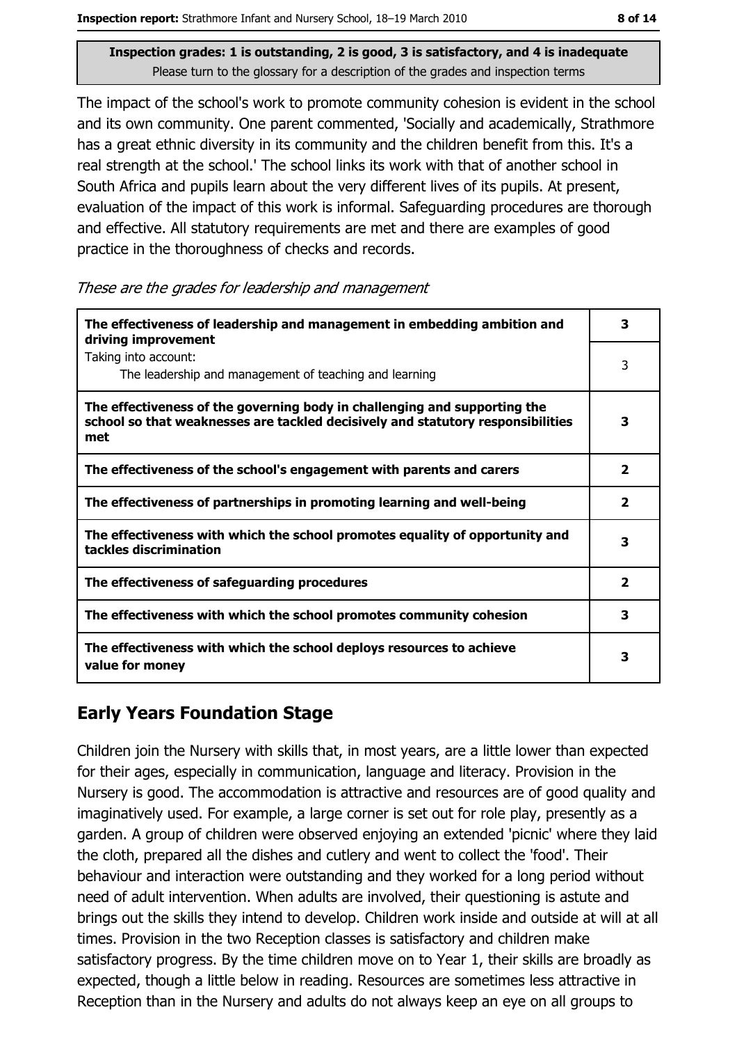Inspection grades: 1 is outstanding, 2 is good, 3 is satisfactory, and 4 is inadequate
Please turn to the glossary for a description of the grades and inspection terms

The impact of the school's work to promote community cohesion is evident in the school and its own community. One parent commented, 'Socially and academically, Strathmore has a great ethnic diversity in its community and the children benefit from this. It's a real strength at the school.' The school links its work with that of another school in South Africa and pupils learn about the very different lives of its pupils. At present, evaluation of the impact of this work is informal. Safeguarding procedures are thorough and effective. All statutory requirements are met and there are examples of good practice in the thoroughness of checks and records.

*These are the grades for leadership and management*

| | |
|---|---|
| **The effectiveness of leadership and management in embedding ambition and driving improvement** | **3** |
| Taking into account: The leadership and management of teaching and learning | 3 |
| **The effectiveness of the governing body in challenging and supporting the school so that weaknesses are tackled decisively and statutory responsibilities met** | **3** |
| **The effectiveness of the school's engagement with parents and carers** | **2** |
| **The effectiveness of partnerships in promoting learning and well-being** | **2** |
| **The effectiveness with which the school promotes equality of opportunity and tackles discrimination** | **3** |
| **The effectiveness of safeguarding procedures** | **2** |
| **The effectiveness with which the school promotes community cohesion** | **3** |
| **The effectiveness with which the school deploys resources to achieve value for money** | **3** |

## Early Years Foundation Stage

Children join the Nursery with skills that, in most years, are a little lower than expected for their ages, especially in communication, language and literacy. Provision in the Nursery is good. The accommodation is attractive and resources are of good quality and imaginatively used. For example, a large corner is set out for role play, presently as a garden. A group of children were observed enjoying an extended 'picnic' where they laid the cloth, prepared all the dishes and cutlery and went to collect the 'food'. Their behaviour and interaction were outstanding and they worked for a long period without need of adult intervention. When adults are involved, their questioning is astute and brings out the skills they intend to develop. Children work inside and outside at will at all times. Provision in the two Reception classes is satisfactory and children make satisfactory progress. By the time children move on to Year 1, their skills are broadly as expected, though a little below in reading. Resources are sometimes less attractive in Reception than in the Nursery and adults do not always keep an eye on all groups to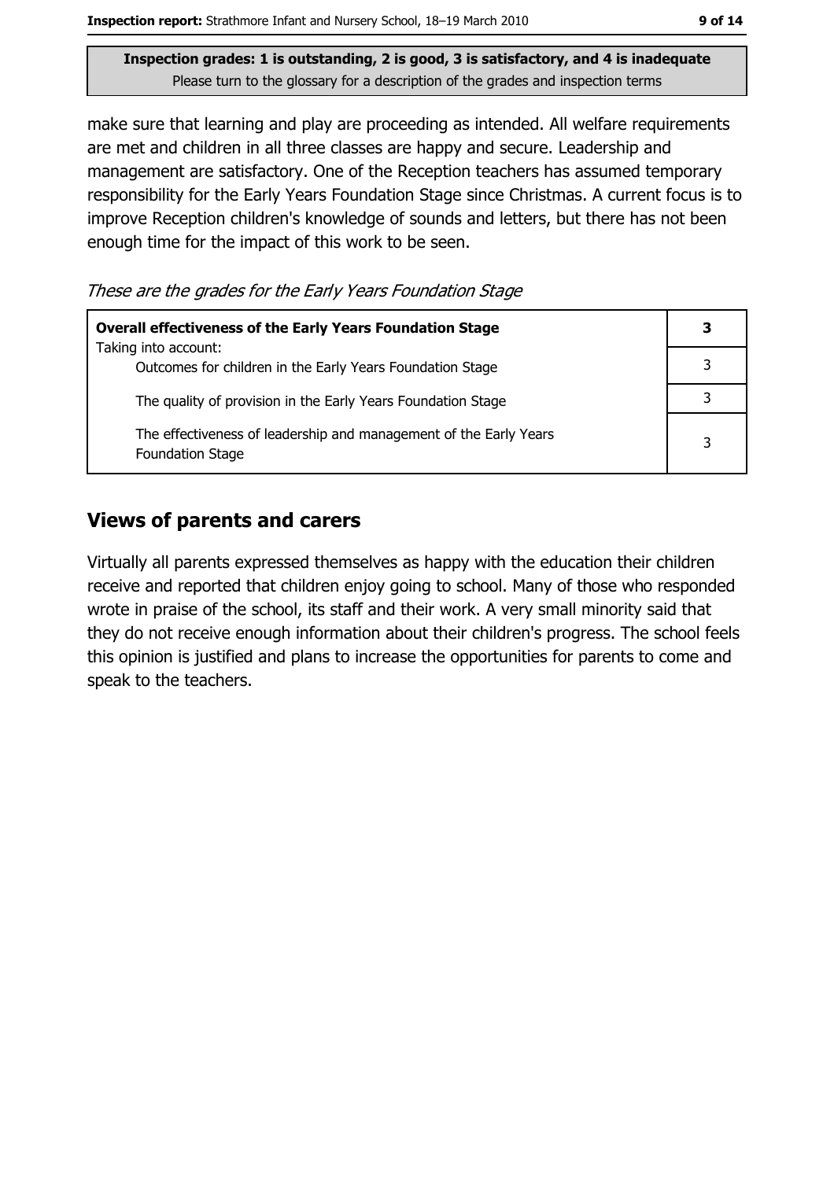**Inspection grades: 1 is outstanding, 2 is good, 3 is satisfactory, and 4 is inadequate**
Please turn to the glossary for a description of the grades and inspection terms

make sure that learning and play are proceeding as intended. All welfare requirements are met and children in all three classes are happy and secure. Leadership and management are satisfactory. One of the Reception teachers has assumed temporary responsibility for the Early Years Foundation Stage since Christmas. A current focus is to improve Reception children's knowledge of sounds and letters, but there has not been enough time for the impact of this work to be seen.

*These are the grades for the Early Years Foundation Stage*

| **Overall effectiveness of the Early Years Foundation Stage** Taking into account: | **3** |
|---|---|
| Outcomes for children in the Early Years Foundation Stage | 3 |
| The quality of provision in the Early Years Foundation Stage | 3 |
| The effectiveness of leadership and management of the Early Years Foundation Stage | 3 |

## Views of parents and carers

Virtually all parents expressed themselves as happy with the education their children receive and reported that children enjoy going to school. Many of those who responded wrote in praise of the school, its staff and their work. A very small minority said that they do not receive enough information about their children's progress. The school feels this opinion is justified and plans to increase the opportunities for parents to come and speak to the teachers.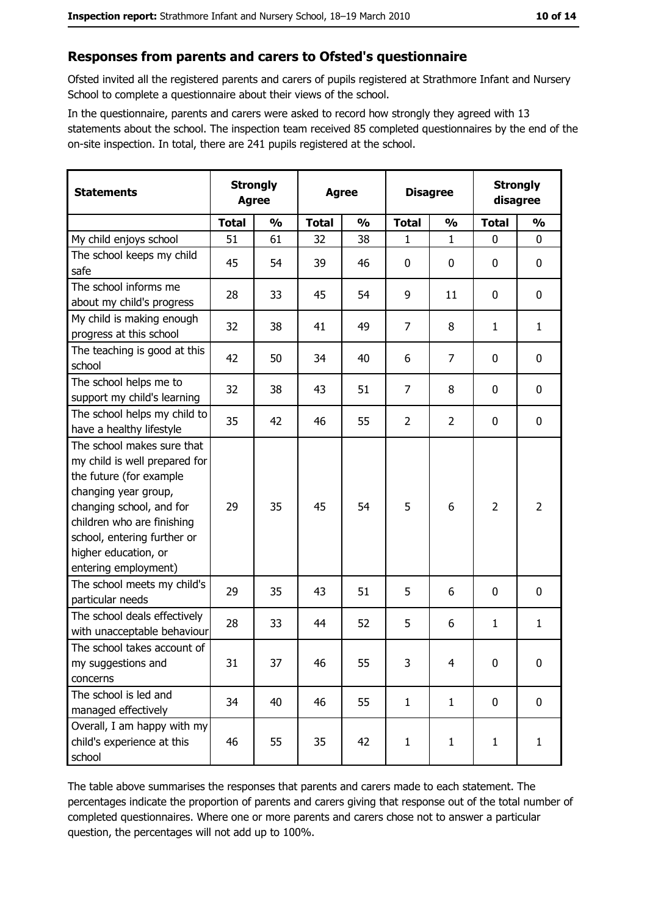## Responses from parents and carers to Ofsted's questionnaire

Ofsted invited all the registered parents and carers of pupils registered at Strathmore Infant and Nursery School to complete a questionnaire about their views of the school.

In the questionnaire, parents and carers were asked to record how strongly they agreed with 13 statements about the school. The inspection team received 85 completed questionnaires by the end of the on-site inspection. In total, there are 241 pupils registered at the school.

| Statements | Strongly Agree | | Agree | | Disagree | | Strongly disagree | |
|---|---|---|---|---|---|---|---|---|
| | Total | % | Total | % | Total | % | Total | % |
| My child enjoys school | 51 | 61 | 32 | 38 | 1 | 1 | 0 | 0 |
| The school keeps my child safe | 45 | 54 | 39 | 46 | 0 | 0 | 0 | 0 |
| The school informs me about my child's progress | 28 | 33 | 45 | 54 | 9 | 11 | 0 | 0 |
| My child is making enough progress at this school | 32 | 38 | 41 | 49 | 7 | 8 | 1 | 1 |
| The teaching is good at this school | 42 | 50 | 34 | 40 | 6 | 7 | 0 | 0 |
| The school helps me to support my child's learning | 32 | 38 | 43 | 51 | 7 | 8 | 0 | 0 |
| The school helps my child to have a healthy lifestyle | 35 | 42 | 46 | 55 | 2 | 2 | 0 | 0 |
| The school makes sure that my child is well prepared for the future (for example changing year group, changing school, and for children who are finishing school, entering further or higher education, or entering employment) | 29 | 35 | 45 | 54 | 5 | 6 | 2 | 2 |
| The school meets my child's particular needs | 29 | 35 | 43 | 51 | 5 | 6 | 0 | 0 |
| The school deals effectively with unacceptable behaviour | 28 | 33 | 44 | 52 | 5 | 6 | 1 | 1 |
| The school takes account of my suggestions and concerns | 31 | 37 | 46 | 55 | 3 | 4 | 0 | 0 |
| The school is led and managed effectively | 34 | 40 | 46 | 55 | 1 | 1 | 0 | 0 |
| Overall, I am happy with my child's experience at this school | 46 | 55 | 35 | 42 | 1 | 1 | 1 | 1 |

The table above summarises the responses that parents and carers made to each statement. The percentages indicate the proportion of parents and carers giving that response out of the total number of completed questionnaires. Where one or more parents and carers chose not to answer a particular question, the percentages will not add up to 100%.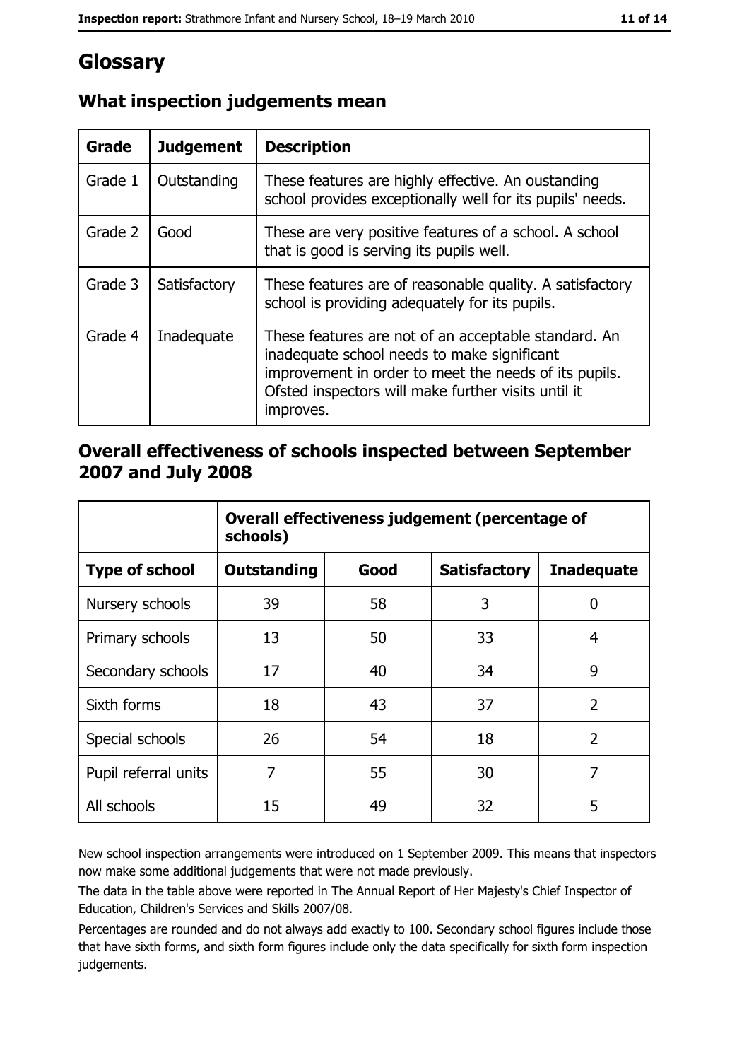# Glossary

## What inspection judgements mean

| Grade | Judgement | Description |
|---|---|---|
| Grade 1 | Outstanding | These features are highly effective. An oustanding school provides exceptionally well for its pupils' needs. |
| Grade 2 | Good | These are very positive features of a school. A school that is good is serving its pupils well. |
| Grade 3 | Satisfactory | These features are of reasonable quality. A satisfactory school is providing adequately for its pupils. |
| Grade 4 | Inadequate | These features are not of an acceptable standard. An inadequate school needs to make significant improvement in order to meet the needs of its pupils. Ofsted inspectors will make further visits until it improves. |

## Overall effectiveness of schools inspected between September 2007 and July 2008

| | Overall effectiveness judgement (percentage of schools) | | | |
|---|---|---|---|---|
| **Type of school** | **Outstanding** | **Good** | **Satisfactory** | **Inadequate** |
| Nursery schools | 39 | 58 | 3 | 0 |
| Primary schools | 13 | 50 | 33 | 4 |
| Secondary schools | 17 | 40 | 34 | 9 |
| Sixth forms | 18 | 43 | 37 | 2 |
| Special schools | 26 | 54 | 18 | 2 |
| Pupil referral units | 7 | 55 | 30 | 7 |
| All schools | 15 | 49 | 32 | 5 |

New school inspection arrangements were introduced on 1 September 2009. This means that inspectors now make some additional judgements that were not made previously.

The data in the table above were reported in The Annual Report of Her Majesty's Chief Inspector of Education, Children's Services and Skills 2007/08.

Percentages are rounded and do not always add exactly to 100. Secondary school figures include those that have sixth forms, and sixth form figures include only the data specifically for sixth form inspection judgements.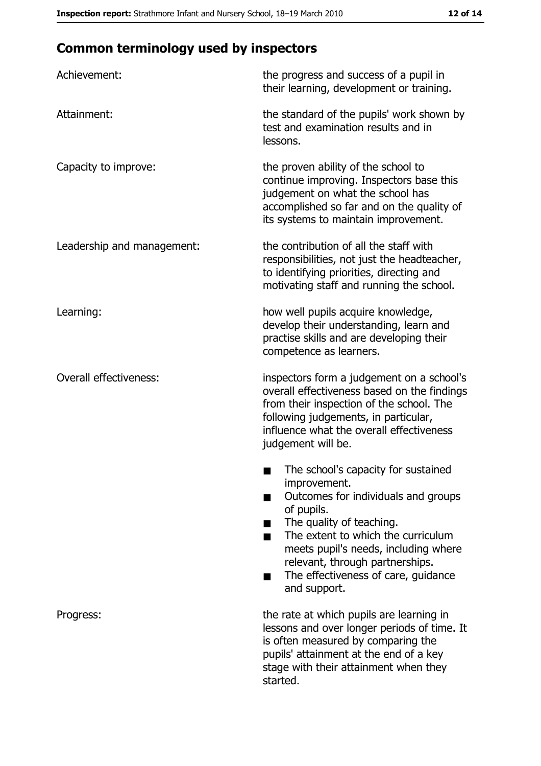## Common terminology used by inspectors

| | |
|---|---|
| Achievement: | the progress and success of a pupil in their learning, development or training. |
| Attainment: | the standard of the pupils' work shown by test and examination results and in lessons. |
| Capacity to improve: | the proven ability of the school to continue improving. Inspectors base this judgement on what the school has accomplished so far and on the quality of its systems to maintain improvement. |
| Leadership and management: | the contribution of all the staff with responsibilities, not just the headteacher, to identifying priorities, directing and motivating staff and running the school. |
| Learning: | how well pupils acquire knowledge, develop their understanding, learn and practise skills and are developing their competence as learners. |
| Overall effectiveness: | inspectors form a judgement on a school's overall effectiveness based on the findings from their inspection of the school. The following judgements, in particular, influence what the overall effectiveness judgement will be.<br>■ The school's capacity for sustained improvement.<br>■ Outcomes for individuals and groups of pupils.<br>■ The quality of teaching.<br>■ The extent to which the curriculum meets pupil's needs, including where relevant, through partnerships.<br>■ The effectiveness of care, guidance and support. |
| Progress: | the rate at which pupils are learning in lessons and over longer periods of time. It is often measured by comparing the pupils' attainment at the end of a key stage with their attainment when they started. |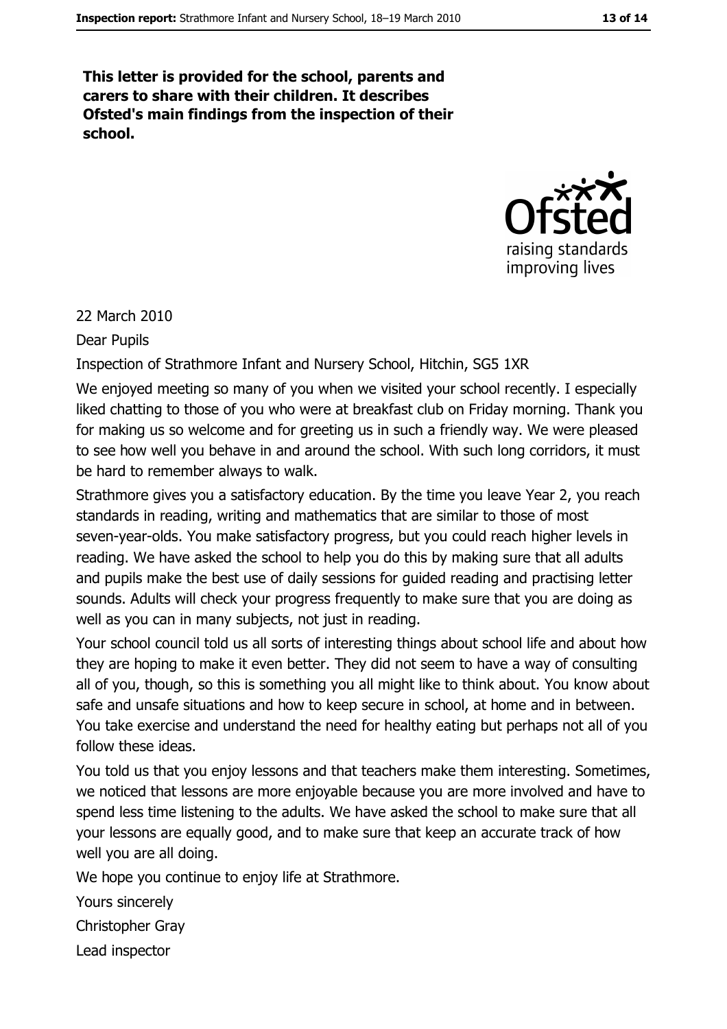**This letter is provided for the school, parents and carers to share with their children. It describes Ofsted's main findings from the inspection of their school.**

22 March 2010

Dear Pupils

Inspection of Strathmore Infant and Nursery School, Hitchin, SG5 1XR

We enjoyed meeting so many of you when we visited your school recently. I especially liked chatting to those of you who were at breakfast club on Friday morning. Thank you for making us so welcome and for greeting us in such a friendly way. We were pleased to see how well you behave in and around the school. With such long corridors, it must be hard to remember always to walk.

Strathmore gives you a satisfactory education. By the time you leave Year 2, you reach standards in reading, writing and mathematics that are similar to those of most seven-year-olds. You make satisfactory progress, but you could reach higher levels in reading. We have asked the school to help you do this by making sure that all adults and pupils make the best use of daily sessions for guided reading and practising letter sounds. Adults will check your progress frequently to make sure that you are doing as well as you can in many subjects, not just in reading.

Your school council told us all sorts of interesting things about school life and about how they are hoping to make it even better. They did not seem to have a way of consulting all of you, though, so this is something you all might like to think about. You know about safe and unsafe situations and how to keep secure in school, at home and in between. You take exercise and understand the need for healthy eating but perhaps not all of you follow these ideas.

You told us that you enjoy lessons and that teachers make them interesting. Sometimes, we noticed that lessons are more enjoyable because you are more involved and have to spend less time listening to the adults. We have asked the school to make sure that all your lessons are equally good, and to make sure that keep an accurate track of how well you are all doing.

We hope you continue to enjoy life at Strathmore.

Yours sincerely

Christopher Gray

Lead inspector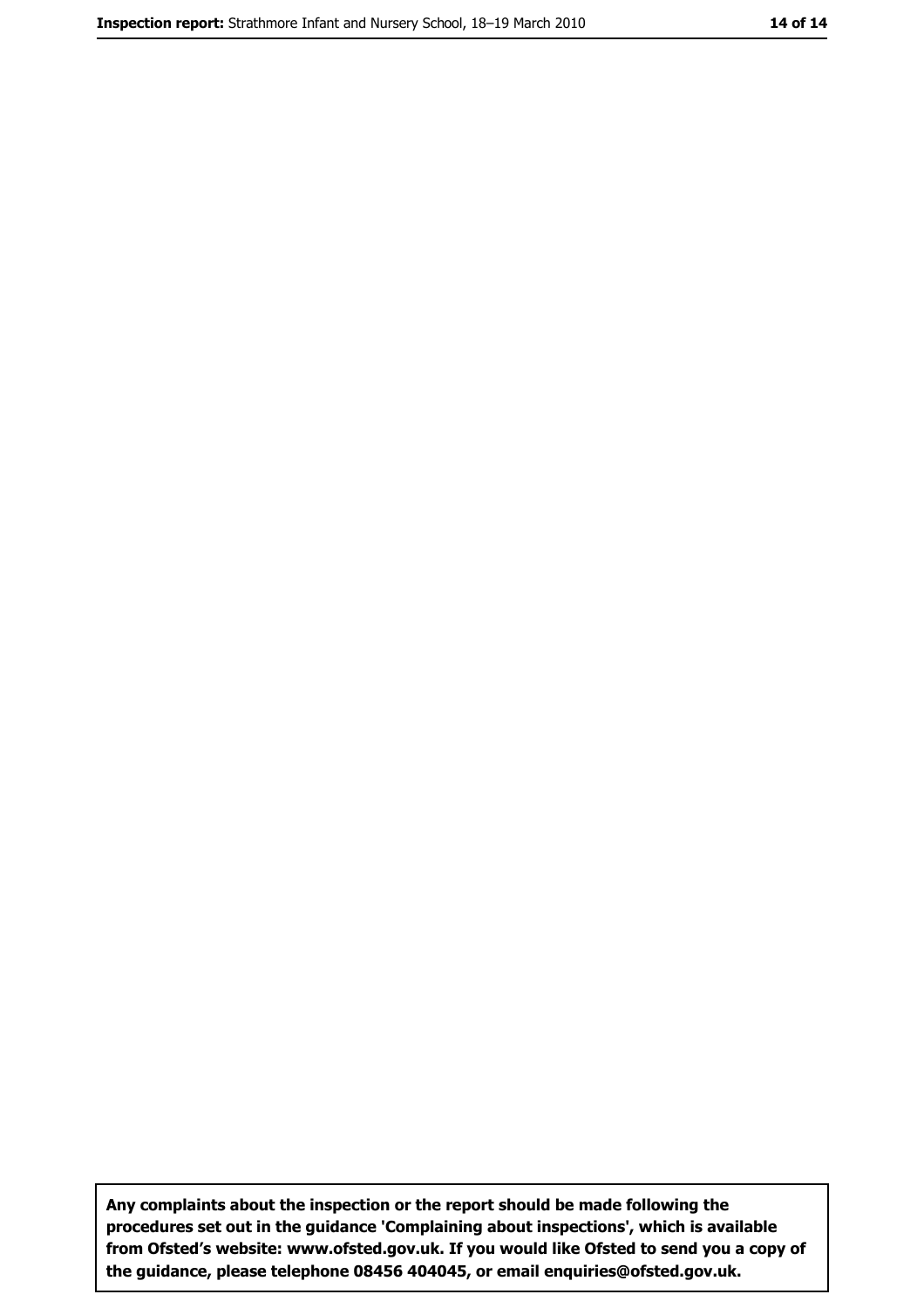**Any complaints about the inspection or the report should be made following the procedures set out in the guidance 'Complaining about inspections', which is available from Ofsted's website: www.ofsted.gov.uk. If you would like Ofsted to send you a copy of the guidance, please telephone 08456 404045, or email enquiries@ofsted.gov.uk.**